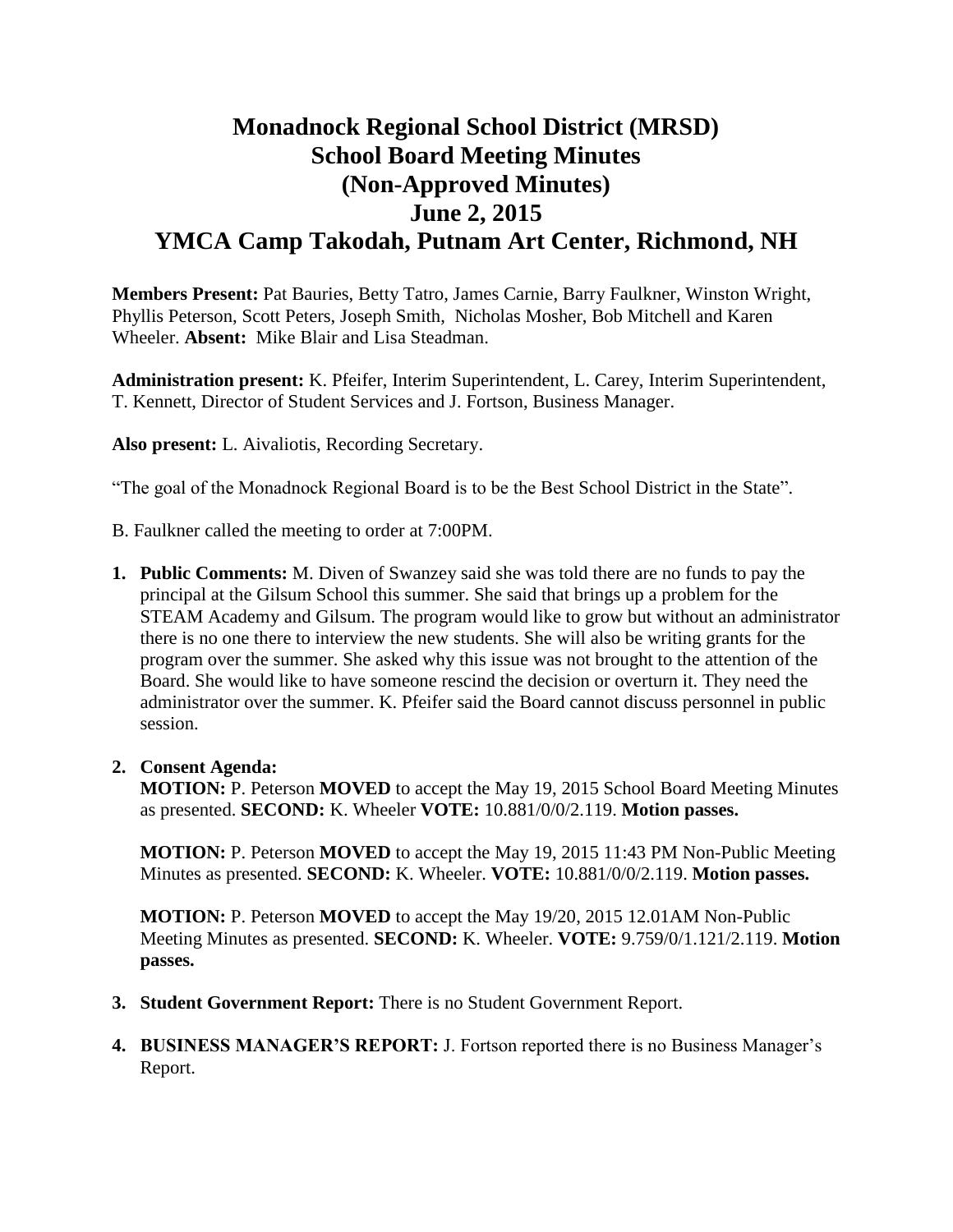# Monadnock Regional School District (MRSD)
# School Board Meeting Minutes
# (Non-Approved Minutes)
# June 2, 2015
# YMCA Camp Takodah, Putnam Art Center, Richmond, NH

**Members Present:** Pat Bauries, Betty Tatro, James Carnie, Barry Faulkner, Winston Wright, Phyllis Peterson, Scott Peters, Joseph Smith, Nicholas Mosher, Bob Mitchell and Karen Wheeler. **Absent:** Mike Blair and Lisa Steadman.

**Administration present:** K. Pfeifer, Interim Superintendent, L. Carey, Interim Superintendent, T. Kennett, Director of Student Services and J. Fortson, Business Manager.

**Also present:** L. Aivaliotis, Recording Secretary.

"The goal of the Monadnock Regional Board is to be the Best School District in the State".

B. Faulkner called the meeting to order at 7:00PM.

1. **Public Comments:** M. Diven of Swanzey said she was told there are no funds to pay the principal at the Gilsum School this summer. She said that brings up a problem for the STEAM Academy and Gilsum. The program would like to grow but without an administrator there is no one there to interview the new students. She will also be writing grants for the program over the summer. She asked why this issue was not brought to the attention of the Board. She would like to have someone rescind the decision or overturn it. They need the administrator over the summer. K. Pfeifer said the Board cannot discuss personnel in public session.

2. **Consent Agenda:**
   **MOTION:** P. Peterson **MOVED** to accept the May 19, 2015 School Board Meeting Minutes as presented. **SECOND:** K. Wheeler **VOTE:** 10.881/0/0/2.119. **Motion passes.**

   **MOTION:** P. Peterson **MOVED** to accept the May 19, 2015 11:43 PM Non-Public Meeting Minutes as presented. **SECOND:** K. Wheeler. **VOTE:** 10.881/0/0/2.119. **Motion passes.**

   **MOTION:** P. Peterson **MOVED** to accept the May 19/20, 2015 12.01AM Non-Public Meeting Minutes as presented. **SECOND:** K. Wheeler. **VOTE:** 9.759/0/1.121/2.119. **Motion passes.**

3. **Student Government Report:** There is no Student Government Report.

4. **BUSINESS MANAGER'S REPORT:** J. Fortson reported there is no Business Manager's Report.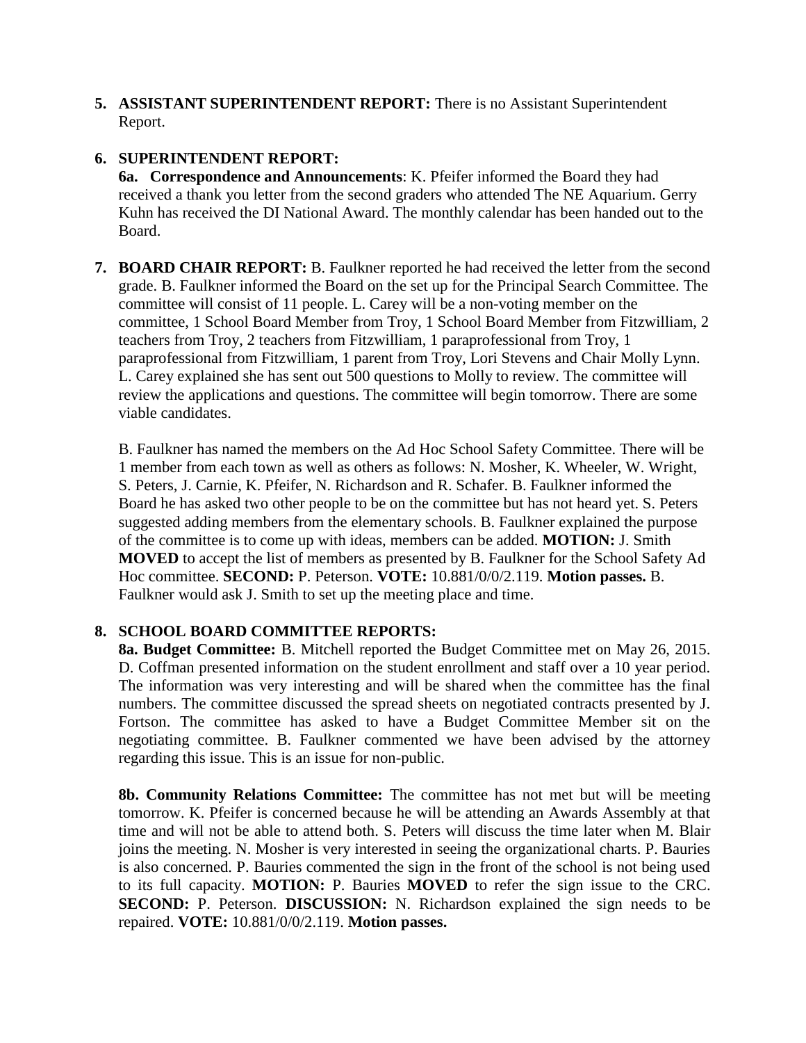**5. ASSISTANT SUPERINTENDENT REPORT:** There is no Assistant Superintendent Report.

**6. SUPERINTENDENT REPORT:**

**6a. Correspondence and Announcements**: K. Pfeifer informed the Board they had received a thank you letter from the second graders who attended The NE Aquarium. Gerry Kuhn has received the DI National Award. The monthly calendar has been handed out to the Board.

**7. BOARD CHAIR REPORT:** B. Faulkner reported he had received the letter from the second grade. B. Faulkner informed the Board on the set up for the Principal Search Committee. The committee will consist of 11 people. L. Carey will be a non-voting member on the committee, 1 School Board Member from Troy, 1 School Board Member from Fitzwilliam, 2 teachers from Troy, 2 teachers from Fitzwilliam, 1 paraprofessional from Troy, 1 paraprofessional from Fitzwilliam, 1 parent from Troy, Lori Stevens and Chair Molly Lynn. L. Carey explained she has sent out 500 questions to Molly to review. The committee will review the applications and questions. The committee will begin tomorrow. There are some viable candidates.

B. Faulkner has named the members on the Ad Hoc School Safety Committee. There will be 1 member from each town as well as others as follows: N. Mosher, K. Wheeler, W. Wright, S. Peters, J. Carnie, K. Pfeifer, N. Richardson and R. Schafer. B. Faulkner informed the Board he has asked two other people to be on the committee but has not heard yet. S. Peters suggested adding members from the elementary schools. B. Faulkner explained the purpose of the committee is to come up with ideas, members can be added. **MOTION:** J. Smith **MOVED** to accept the list of members as presented by B. Faulkner for the School Safety Ad Hoc committee. **SECOND:** P. Peterson. **VOTE:** 10.881/0/0/2.119. **Motion passes.** B. Faulkner would ask J. Smith to set up the meeting place and time.

**8. SCHOOL BOARD COMMITTEE REPORTS:**

**8a. Budget Committee:** B. Mitchell reported the Budget Committee met on May 26, 2015. D. Coffman presented information on the student enrollment and staff over a 10 year period. The information was very interesting and will be shared when the committee has the final numbers. The committee discussed the spread sheets on negotiated contracts presented by J. Fortson. The committee has asked to have a Budget Committee Member sit on the negotiating committee. B. Faulkner commented we have been advised by the attorney regarding this issue. This is an issue for non-public.

**8b. Community Relations Committee:** The committee has not met but will be meeting tomorrow. K. Pfeifer is concerned because he will be attending an Awards Assembly at that time and will not be able to attend both. S. Peters will discuss the time later when M. Blair joins the meeting. N. Mosher is very interested in seeing the organizational charts. P. Bauries is also concerned. P. Bauries commented the sign in the front of the school is not being used to its full capacity. **MOTION:** P. Bauries **MOVED** to refer the sign issue to the CRC. **SECOND:** P. Peterson. **DISCUSSION:** N. Richardson explained the sign needs to be repaired. **VOTE:** 10.881/0/0/2.119. **Motion passes.**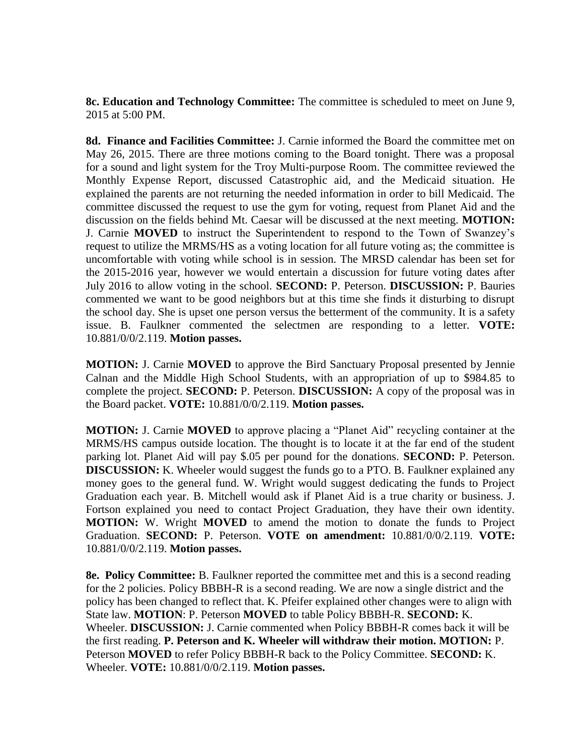**8c. Education and Technology Committee:** The committee is scheduled to meet on June 9, 2015 at 5:00 PM.

**8d. Finance and Facilities Committee:** J. Carnie informed the Board the committee met on May 26, 2015. There are three motions coming to the Board tonight. There was a proposal for a sound and light system for the Troy Multi-purpose Room. The committee reviewed the Monthly Expense Report, discussed Catastrophic aid, and the Medicaid situation. He explained the parents are not returning the needed information in order to bill Medicaid. The committee discussed the request to use the gym for voting, request from Planet Aid and the discussion on the fields behind Mt. Caesar will be discussed at the next meeting. **MOTION:** J. Carnie **MOVED** to instruct the Superintendent to respond to the Town of Swanzey's request to utilize the MRMS/HS as a voting location for all future voting as; the committee is uncomfortable with voting while school is in session. The MRSD calendar has been set for the 2015-2016 year, however we would entertain a discussion for future voting dates after July 2016 to allow voting in the school. **SECOND:** P. Peterson. **DISCUSSION:** P. Bauries commented we want to be good neighbors but at this time she finds it disturbing to disrupt the school day. She is upset one person versus the betterment of the community. It is a safety issue. B. Faulkner commented the selectmen are responding to a letter. **VOTE:** 10.881/0/0/2.119. **Motion passes.**

**MOTION:** J. Carnie **MOVED** to approve the Bird Sanctuary Proposal presented by Jennie Calnan and the Middle High School Students, with an appropriation of up to $984.85 to complete the project. **SECOND:** P. Peterson. **DISCUSSION:** A copy of the proposal was in the Board packet. **VOTE:** 10.881/0/0/2.119. **Motion passes.**

**MOTION:** J. Carnie **MOVED** to approve placing a "Planet Aid" recycling container at the MRMS/HS campus outside location. The thought is to locate it at the far end of the student parking lot. Planet Aid will pay $.05 per pound for the donations. **SECOND:** P. Peterson. **DISCUSSION:** K. Wheeler would suggest the funds go to a PTO. B. Faulkner explained any money goes to the general fund. W. Wright would suggest dedicating the funds to Project Graduation each year. B. Mitchell would ask if Planet Aid is a true charity or business. J. Fortson explained you need to contact Project Graduation, they have their own identity. **MOTION:** W. Wright **MOVED** to amend the motion to donate the funds to Project Graduation. **SECOND:** P. Peterson. **VOTE on amendment:** 10.881/0/0/2.119. **VOTE:** 10.881/0/0/2.119. **Motion passes.**

**8e. Policy Committee:** B. Faulkner reported the committee met and this is a second reading for the 2 policies. Policy BBBH-R is a second reading. We are now a single district and the policy has been changed to reflect that. K. Pfeifer explained other changes were to align with State law. **MOTION**: P. Peterson **MOVED** to table Policy BBBH-R. **SECOND:** K. Wheeler. **DISCUSSION:** J. Carnie commented when Policy BBBH-R comes back it will be the first reading. **P. Peterson and K. Wheeler will withdraw their motion. MOTION:** P. Peterson **MOVED** to refer Policy BBBH-R back to the Policy Committee. **SECOND:** K. Wheeler. **VOTE:** 10.881/0/0/2.119. **Motion passes.**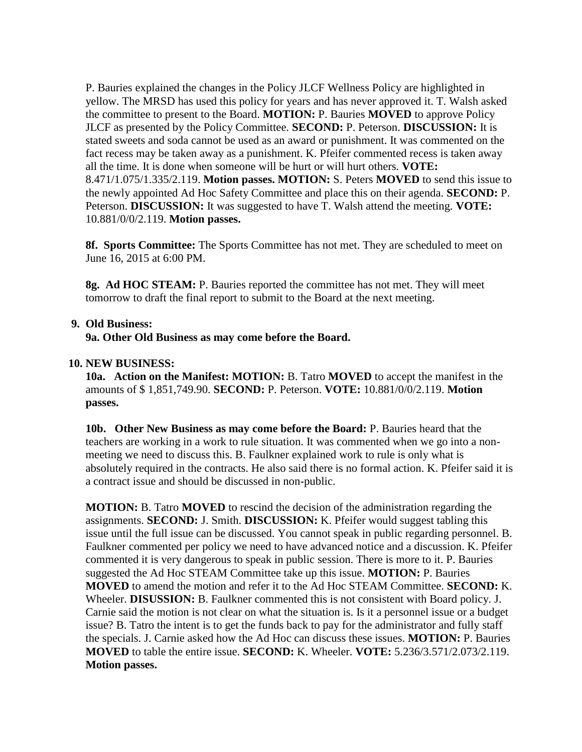P. Bauries explained the changes in the Policy JLCF Wellness Policy are highlighted in yellow. The MRSD has used this policy for years and has never approved it. T. Walsh asked the committee to present to the Board. **MOTION:** P. Bauries **MOVED** to approve Policy JLCF as presented by the Policy Committee. **SECOND:** P. Peterson. **DISCUSSION:** It is stated sweets and soda cannot be used as an award or punishment. It was commented on the fact recess may be taken away as a punishment. K. Pfeifer commented recess is taken away all the time. It is done when someone will be hurt or will hurt others. **VOTE:** 8.471/1.075/1.335/2.119. **Motion passes. MOTION:** S. Peters **MOVED** to send this issue to the newly appointed Ad Hoc Safety Committee and place this on their agenda. **SECOND:** P. Peterson. **DISCUSSION:** It was suggested to have T. Walsh attend the meeting. **VOTE:** 10.881/0/0/2.119. **Motion passes.**

**8f. Sports Committee:** The Sports Committee has not met. They are scheduled to meet on June 16, 2015 at 6:00 PM.

**8g. Ad HOC STEAM:** P. Bauries reported the committee has not met. They will meet tomorrow to draft the final report to submit to the Board at the next meeting.

**9. Old Business:**

**9a. Other Old Business as may come before the Board.**

**10. NEW BUSINESS:**

**10a. Action on the Manifest: MOTION:** B. Tatro **MOVED** to accept the manifest in the amounts of $ 1,851,749.90. **SECOND:** P. Peterson. **VOTE:** 10.881/0/0/2.119. **Motion passes.**

**10b. Other New Business as may come before the Board:** P. Bauries heard that the teachers are working in a work to rule situation. It was commented when we go into a non-meeting we need to discuss this. B. Faulkner explained work to rule is only what is absolutely required in the contracts. He also said there is no formal action. K. Pfeifer said it is a contract issue and should be discussed in non-public.

**MOTION:** B. Tatro **MOVED** to rescind the decision of the administration regarding the assignments. **SECOND:** J. Smith. **DISCUSSION:** K. Pfeifer would suggest tabling this issue until the full issue can be discussed. You cannot speak in public regarding personnel. B. Faulkner commented per policy we need to have advanced notice and a discussion. K. Pfeifer commented it is very dangerous to speak in public session. There is more to it. P. Bauries suggested the Ad Hoc STEAM Committee take up this issue. **MOTION:** P. Bauries **MOVED** to amend the motion and refer it to the Ad Hoc STEAM Committee. **SECOND:** K. Wheeler. **DISUSSION:** B. Faulkner commented this is not consistent with Board policy. J. Carnie said the motion is not clear on what the situation is. Is it a personnel issue or a budget issue? B. Tatro the intent is to get the funds back to pay for the administrator and fully staff the specials. J. Carnie asked how the Ad Hoc can discuss these issues. **MOTION:** P. Bauries **MOVED** to table the entire issue. **SECOND:** K. Wheeler. **VOTE:** 5.236/3.571/2.073/2.119. **Motion passes.**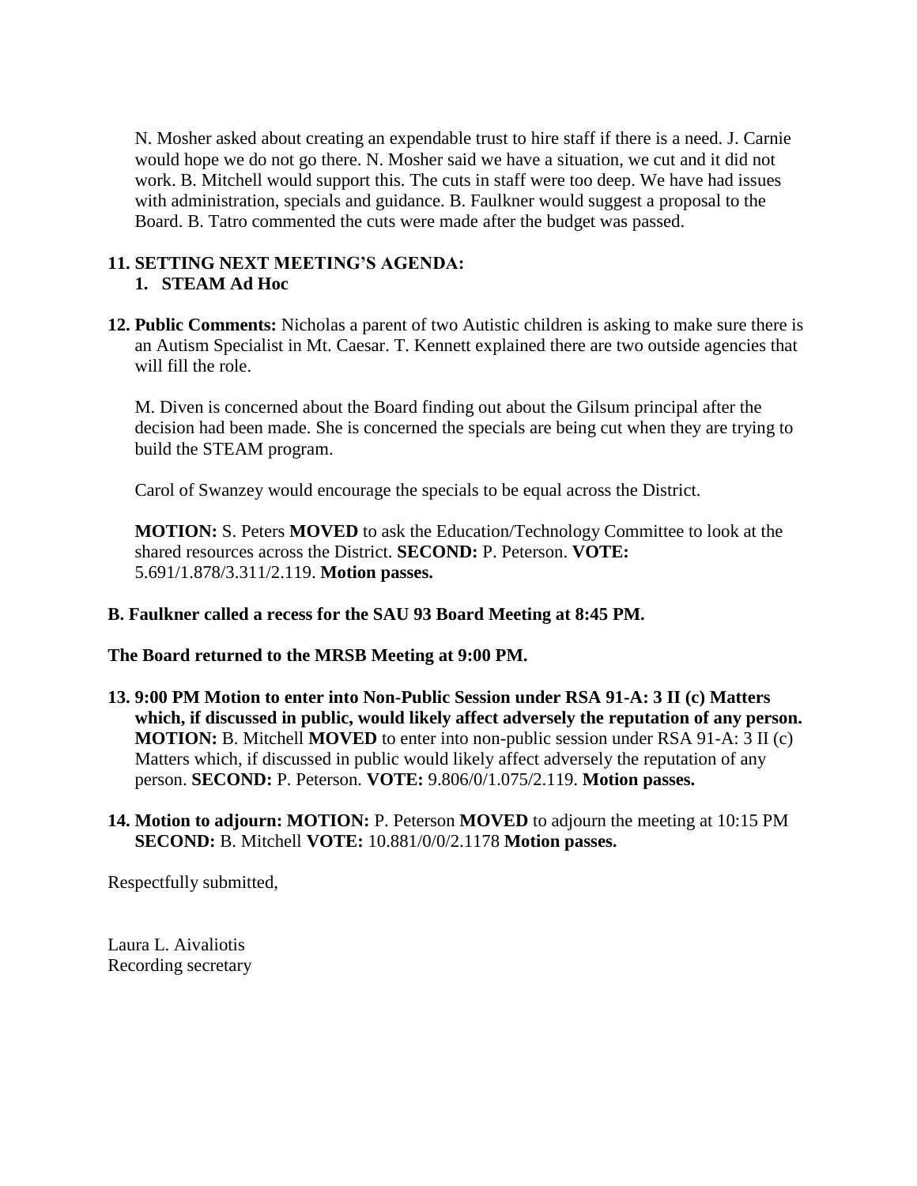N. Mosher asked about creating an expendable trust to hire staff if there is a need. J. Carnie would hope we do not go there. N. Mosher said we have a situation, we cut and it did not work. B. Mitchell would support this. The cuts in staff were too deep. We have had issues with administration, specials and guidance. B. Faulkner would suggest a proposal to the Board. B. Tatro commented the cuts were made after the budget was passed.

**11. SETTING NEXT MEETING'S AGENDA:**
   **1. STEAM Ad Hoc**

**12. Public Comments:** Nicholas a parent of two Autistic children is asking to make sure there is an Autism Specialist in Mt. Caesar. T. Kennett explained there are two outside agencies that will fill the role.

M. Diven is concerned about the Board finding out about the Gilsum principal after the decision had been made. She is concerned the specials are being cut when they are trying to build the STEAM program.

Carol of Swanzey would encourage the specials to be equal across the District.

**MOTION:** S. Peters **MOVED** to ask the Education/Technology Committee to look at the shared resources across the District. **SECOND:** P. Peterson. **VOTE:** 5.691/1.878/3.311/2.119. **Motion passes.**

**B. Faulkner called a recess for the SAU 93 Board Meeting at 8:45 PM.**

**The Board returned to the MRSB Meeting at 9:00 PM.**

**13. 9:00 PM Motion to enter into Non-Public Session under RSA 91-A: 3 II (c) Matters which, if discussed in public, would likely affect adversely the reputation of any person.** **MOTION:** B. Mitchell **MOVED** to enter into non-public session under RSA 91-A: 3 II (c) Matters which, if discussed in public would likely affect adversely the reputation of any person. **SECOND:** P. Peterson. **VOTE:** 9.806/0/1.075/2.119. **Motion passes.**

**14. Motion to adjourn: MOTION:** P. Peterson **MOVED** to adjourn the meeting at 10:15 PM **SECOND:** B. Mitchell **VOTE:** 10.881/0/0/2.1178 **Motion passes.**

Respectfully submitted,

Laura L. Aivaliotis
Recording secretary